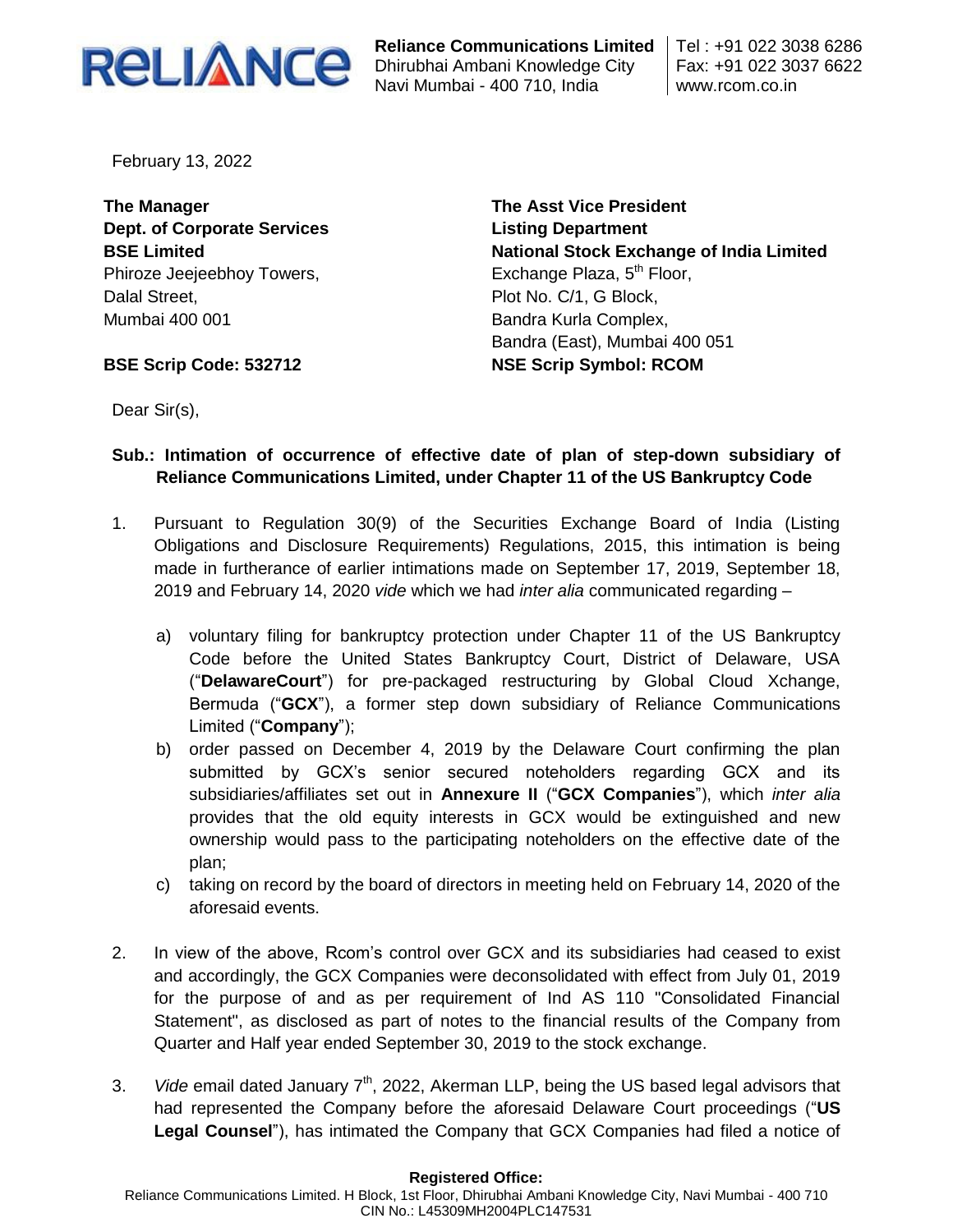**Reliance Communications Limited**
Dhirubhai Ambani Knowledge City
Navi Mumbai - 400 710, India

Tel : +91 022 3038 6286
Fax: +91 022 3037 6622
www.rcom.co.in

February 13, 2022

**The Manager**
**Dept. of Corporate Services**
**BSE Limited**
Phiroze Jeejeebhoy Towers,
Dalal Street,
Mumbai 400 001

**BSE Scrip Code: 532712**

**The Asst Vice President**
**Listing Department**
**National Stock Exchange of India Limited**
Exchange Plaza, 5th Floor,
Plot No. C/1, G Block,
Bandra Kurla Complex,
Bandra (East), Mumbai 400 051

**NSE Scrip Symbol: RCOM**

Dear Sir(s),

**Sub.: Intimation of occurrence of effective date of plan of step-down subsidiary of Reliance Communications Limited, under Chapter 11 of the US Bankruptcy Code**

1. Pursuant to Regulation 30(9) of the Securities Exchange Board of India (Listing Obligations and Disclosure Requirements) Regulations, 2015, this intimation is being made in furtherance of earlier intimations made on September 17, 2019, September 18, 2019 and February 14, 2020 *vide* which we had *inter alia* communicated regarding –

   a) voluntary filing for bankruptcy protection under Chapter 11 of the US Bankruptcy Code before the United States Bankruptcy Court, District of Delaware, USA ("**DelawareCourt**") for pre-packaged restructuring by Global Cloud Xchange, Bermuda ("**GCX**"), a former step down subsidiary of Reliance Communications Limited ("**Company**");
   b) order passed on December 4, 2019 by the Delaware Court confirming the plan submitted by GCX's senior secured noteholders regarding GCX and its subsidiaries/affiliates set out in **Annexure II** ("**GCX Companies**"), which *inter alia* provides that the old equity interests in GCX would be extinguished and new ownership would pass to the participating noteholders on the effective date of the plan;
   c) taking on record by the board of directors in meeting held on February 14, 2020 of the aforesaid events.

2. In view of the above, Rcom's control over GCX and its subsidiaries had ceased to exist and accordingly, the GCX Companies were deconsolidated with effect from July 01, 2019 for the purpose of and as per requirement of Ind AS 110 "Consolidated Financial Statement", as disclosed as part of notes to the financial results of the Company from Quarter and Half year ended September 30, 2019 to the stock exchange.

3. *Vide* email dated January 7th, 2022, Akerman LLP, being the US based legal advisors that had represented the Company before the aforesaid Delaware Court proceedings ("**US Legal Counsel**"), has intimated the Company that GCX Companies had filed a notice of

**Registered Office:**
Reliance Communications Limited. H Block, 1st Floor, Dhirubhai Ambani Knowledge City, Navi Mumbai - 400 710
CIN No.: L45309MH2004PLC147531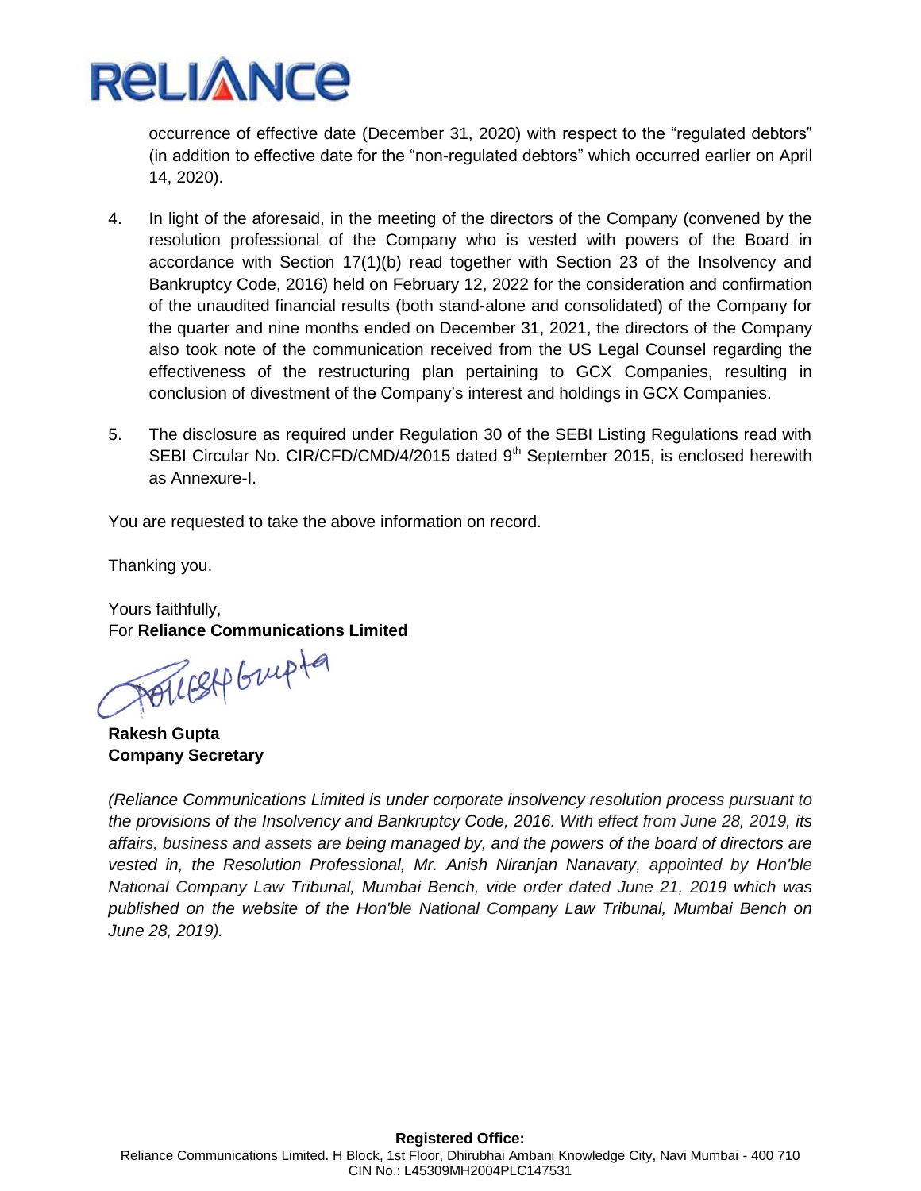occurrence of effective date (December 31, 2020) with respect to the "regulated debtors" (in addition to effective date for the "non-regulated debtors" which occurred earlier on April 14, 2020).

4. In light of the aforesaid, in the meeting of the directors of the Company (convened by the resolution professional of the Company who is vested with powers of the Board in accordance with Section 17(1)(b) read together with Section 23 of the Insolvency and Bankruptcy Code, 2016) held on February 12, 2022 for the consideration and confirmation of the unaudited financial results (both stand-alone and consolidated) of the Company for the quarter and nine months ended on December 31, 2021, the directors of the Company also took note of the communication received from the US Legal Counsel regarding the effectiveness of the restructuring plan pertaining to GCX Companies, resulting in conclusion of divestment of the Company's interest and holdings in GCX Companies.

5. The disclosure as required under Regulation 30 of the SEBI Listing Regulations read with SEBI Circular No. CIR/CFD/CMD/4/2015 dated 9th September 2015, is enclosed herewith as Annexure-I.

You are requested to take the above information on record.

Thanking you.

Yours faithfully,
For **Reliance Communications Limited**

**Rakesh Gupta**
**Company Secretary**

*(Reliance Communications Limited is under corporate insolvency resolution process pursuant to the provisions of the Insolvency and Bankruptcy Code, 2016. With effect from June 28, 2019, its affairs, business and assets are being managed by, and the powers of the board of directors are vested in, the Resolution Professional, Mr. Anish Niranjan Nanavaty, appointed by Hon'ble National Company Law Tribunal, Mumbai Bench, vide order dated June 21, 2019 which was published on the website of the Hon'ble National Company Law Tribunal, Mumbai Bench on June 28, 2019).*

**Registered Office:**
Reliance Communications Limited. H Block, 1st Floor, Dhirubhai Ambani Knowledge City, Navi Mumbai - 400 710
CIN No.: L45309MH2004PLC147531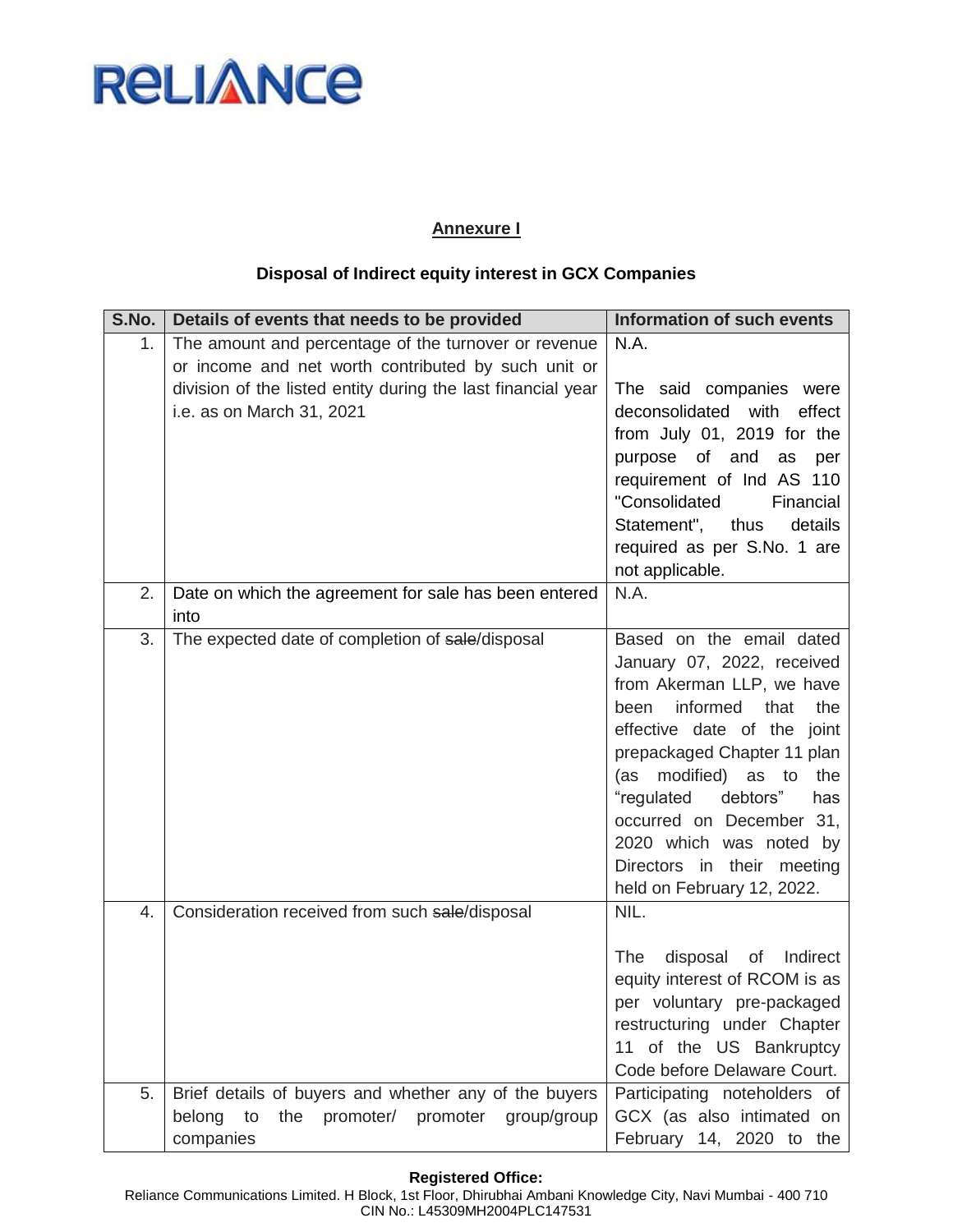## Annexure I

### Disposal of Indirect equity interest in GCX Companies

| S.No. | Details of events that needs to be provided | Information of such events |
|---|---|---|
| 1. | The amount and percentage of the turnover or revenue or income and net worth contributed by such unit or division of the listed entity during the last financial year i.e. as on March 31, 2021 | N.A.<br><br>The said companies were deconsolidated with effect from July 01, 2019 for the purpose of and as per requirement of Ind AS 110 "Consolidated Financial Statement", thus details required as per S.No. 1 are not applicable. |
| 2. | Date on which the agreement for sale has been entered into | N.A. |
| 3. | The expected date of completion of ~~sale~~/disposal | Based on the email dated January 07, 2022, received from Akerman LLP, we have been informed that the effective date of the joint prepackaged Chapter 11 plan (as modified) as to the "regulated debtors" has occurred on December 31, 2020 which was noted by Directors in their meeting held on February 12, 2022. |
| 4. | Consideration received from such ~~sale~~/disposal | NIL.<br><br>The disposal of Indirect equity interest of RCOM is as per voluntary pre-packaged restructuring under Chapter 11 of the US Bankruptcy Code before Delaware Court. |
| 5. | Brief details of buyers and whether any of the buyers belong to the promoter/ promoter group/group companies | Participating noteholders of GCX (as also intimated on February 14, 2020 to the |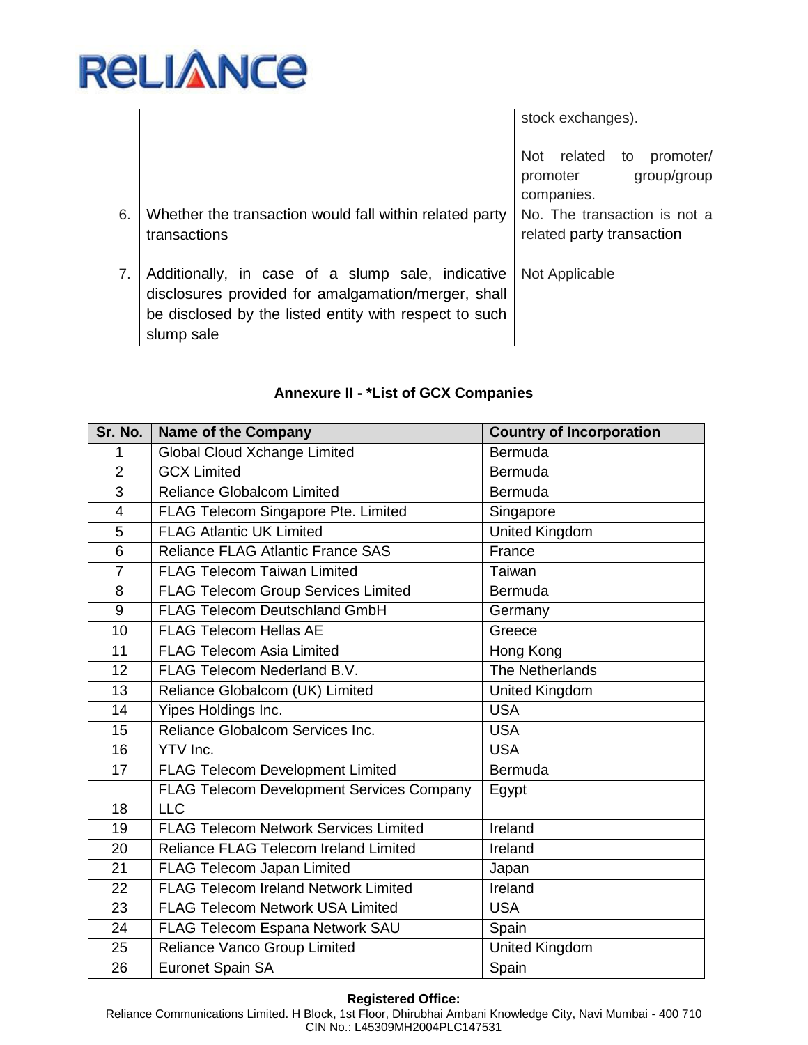|  |  | stock exchanges).<br><br>Not related to promoter/ promoter group/group companies. |
|---|---|---|
| 6. | Whether the transaction would fall within related party transactions | No. The transaction is not a related party transaction |
| 7. | Additionally, in case of a slump sale, indicative disclosures provided for amalgamation/merger, shall be disclosed by the listed entity with respect to such slump sale | Not Applicable |

**Annexure II - *List of GCX Companies**

| Sr. No. | Name of the Company | Country of Incorporation |
|---|---|---|
| 1 | Global Cloud Xchange Limited | Bermuda |
| 2 | GCX Limited | Bermuda |
| 3 | Reliance Globalcom Limited | Bermuda |
| 4 | FLAG Telecom Singapore Pte. Limited | Singapore |
| 5 | FLAG Atlantic UK Limited | United Kingdom |
| 6 | Reliance FLAG Atlantic France SAS | France |
| 7 | FLAG Telecom Taiwan Limited | Taiwan |
| 8 | FLAG Telecom Group Services Limited | Bermuda |
| 9 | FLAG Telecom Deutschland GmbH | Germany |
| 10 | FLAG Telecom Hellas AE | Greece |
| 11 | FLAG Telecom Asia Limited | Hong Kong |
| 12 | FLAG Telecom Nederland B.V. | The Netherlands |
| 13 | Reliance Globalcom (UK) Limited | United Kingdom |
| 14 | Yipes Holdings Inc. | USA |
| 15 | Reliance Globalcom Services Inc. | USA |
| 16 | YTV Inc. | USA |
| 17 | FLAG Telecom Development Limited | Bermuda |
| 18 | FLAG Telecom Development Services Company LLC | Egypt |
| 19 | FLAG Telecom Network Services Limited | Ireland |
| 20 | Reliance FLAG Telecom Ireland Limited | Ireland |
| 21 | FLAG Telecom Japan Limited | Japan |
| 22 | FLAG Telecom Ireland Network Limited | Ireland |
| 23 | FLAG Telecom Network USA Limited | USA |
| 24 | FLAG Telecom Espana Network SAU | Spain |
| 25 | Reliance Vanco Group Limited | United Kingdom |
| 26 | Euronet Spain SA | Spain |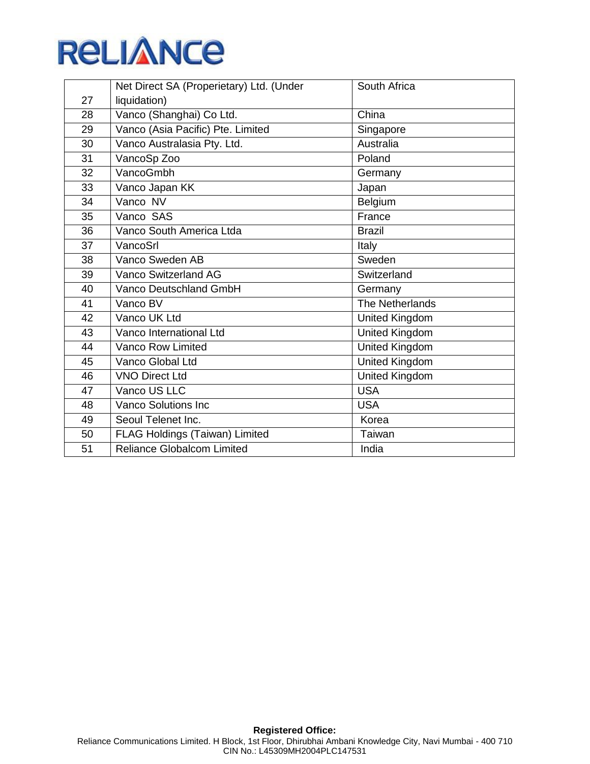| | | |
|---|---|---|
| 27 | Net Direct SA (Properietary) Ltd. (Under liquidation) | South Africa |
| 28 | Vanco (Shanghai) Co Ltd. | China |
| 29 | Vanco (Asia Pacific) Pte. Limited | Singapore |
| 30 | Vanco Australasia Pty. Ltd. | Australia |
| 31 | VancoSp Zoo | Poland |
| 32 | VancoGmbh | Germany |
| 33 | Vanco Japan KK | Japan |
| 34 | Vanco NV | Belgium |
| 35 | Vanco SAS | France |
| 36 | Vanco South America Ltda | Brazil |
| 37 | VancoSrl | Italy |
| 38 | Vanco Sweden AB | Sweden |
| 39 | Vanco Switzerland AG | Switzerland |
| 40 | Vanco Deutschland GmbH | Germany |
| 41 | Vanco BV | The Netherlands |
| 42 | Vanco UK Ltd | United Kingdom |
| 43 | Vanco International Ltd | United Kingdom |
| 44 | Vanco Row Limited | United Kingdom |
| 45 | Vanco Global Ltd | United Kingdom |
| 46 | VNO Direct Ltd | United Kingdom |
| 47 | Vanco US LLC | USA |
| 48 | Vanco Solutions Inc | USA |
| 49 | Seoul Telenet Inc. | Korea |
| 50 | FLAG Holdings (Taiwan) Limited | Taiwan |
| 51 | Reliance Globalcom Limited | India |